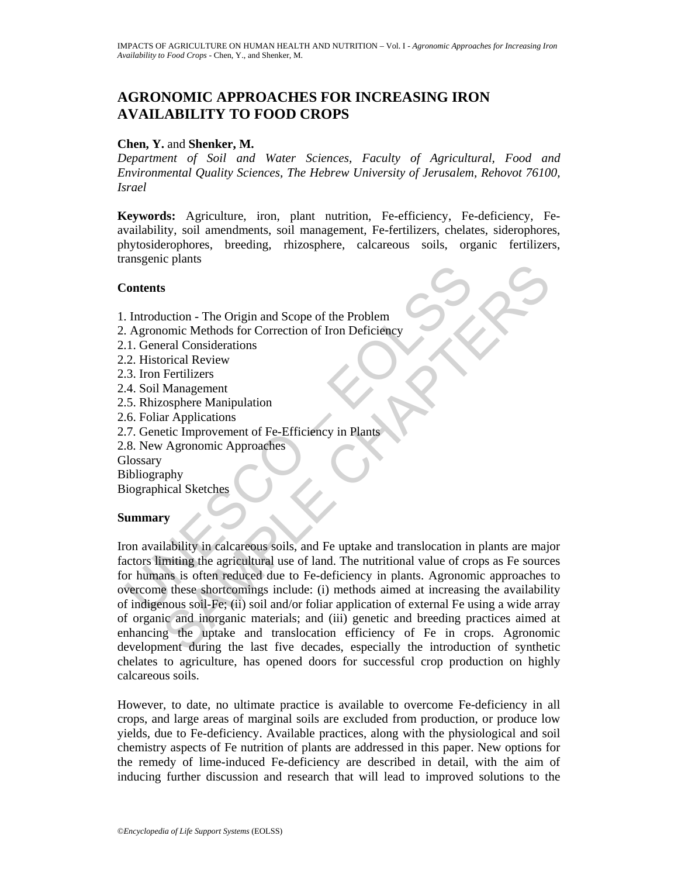# AGRONOMIC APPROACHES FOR INCREASING IRON AVAILABILITY TO FOOD CROPS

**Chen, Y.** and **Shenker, M.**

*Department of Soil and Water Sciences, Faculty of Agricultural, Food and Environmental Quality Sciences, The Hebrew University of Jerusalem, Rehovot 76100, Israel*

**Keywords:** Agriculture, iron, plant nutrition, Fe-efficiency, Fe-deficiency, Fe-availability, soil amendments, soil management, Fe-fertilizers, chelates, siderophores, phytosiderophores, breeding, rhizosphere, calcareous soils, organic fertilizers, transgenic plants

## Contents

1. Introduction - The Origin and Scope of the Problem
2. Agronomic Methods for Correction of Iron Deficiency
2.1. General Considerations
2.2. Historical Review
2.3. Iron Fertilizers
2.4. Soil Management
2.5. Rhizosphere Manipulation
2.6. Foliar Applications
2.7. Genetic Improvement of Fe-Efficiency in Plants
2.8. New Agronomic Approaches

Glossary
Bibliography
Biographical Sketches

## Summary

Iron availability in calcareous soils, and Fe uptake and translocation in plants are major factors limiting the agricultural use of land. The nutritional value of crops as Fe sources for humans is often reduced due to Fe-deficiency in plants. Agronomic approaches to overcome these shortcomings include: (i) methods aimed at increasing the availability of indigenous soil-Fe; (ii) soil and/or foliar application of external Fe using a wide array of organic and inorganic materials; and (iii) genetic and breeding practices aimed at enhancing the uptake and translocation efficiency of Fe in crops. Agronomic development during the last five decades, especially the introduction of synthetic chelates to agriculture, has opened doors for successful crop production on highly calcareous soils.

However, to date, no ultimate practice is available to overcome Fe-deficiency in all crops, and large areas of marginal soils are excluded from production, or produce low yields, due to Fe-deficiency. Available practices, along with the physiological and soil chemistry aspects of Fe nutrition of plants are addressed in this paper. New options for the remedy of lime-induced Fe-deficiency are described in detail, with the aim of inducing further discussion and research that will lead to improved solutions to the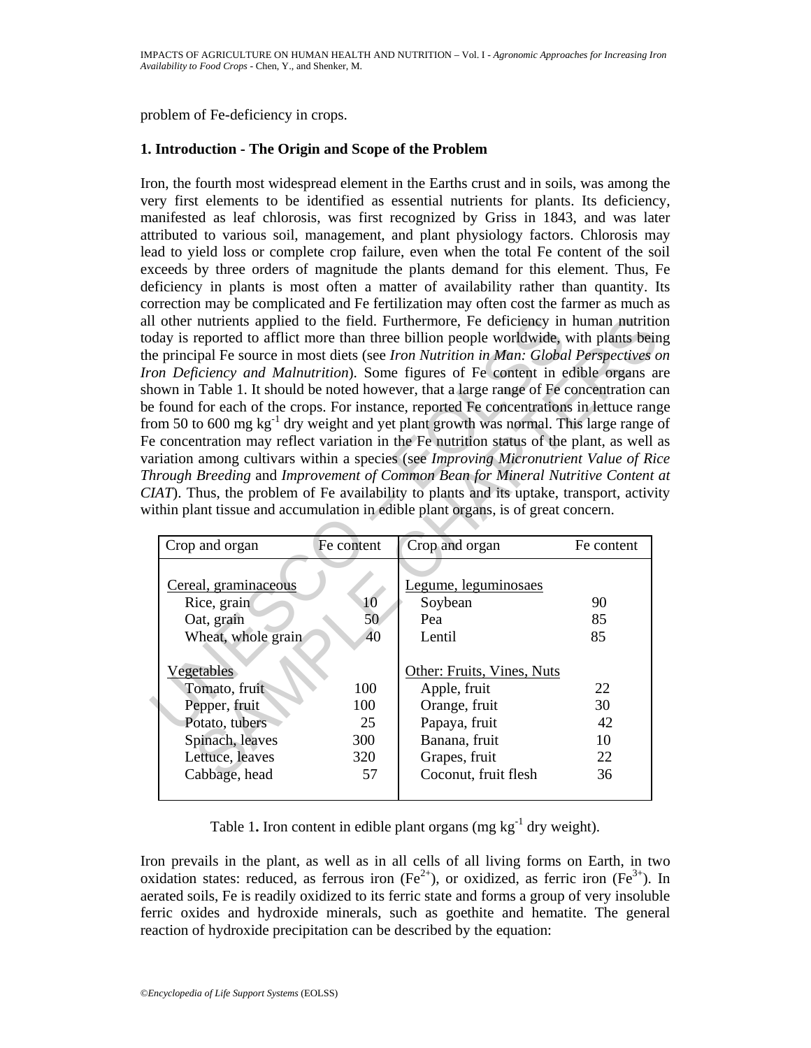problem of Fe-deficiency in crops.

## 1. Introduction - The Origin and Scope of the Problem

Iron, the fourth most widespread element in the Earths crust and in soils, was among the very first elements to be identified as essential nutrients for plants. Its deficiency, manifested as leaf chlorosis, was first recognized by Griss in 1843, and was later attributed to various soil, management, and plant physiology factors. Chlorosis may lead to yield loss or complete crop failure, even when the total Fe content of the soil exceeds by three orders of magnitude the plants demand for this element. Thus, Fe deficiency in plants is most often a matter of availability rather than quantity. Its correction may be complicated and Fe fertilization may often cost the farmer as much as all other nutrients applied to the field. Furthermore, Fe deficiency in human nutrition today is reported to afflict more than three billion people worldwide, with plants being the principal Fe source in most diets (see *Iron Nutrition in Man: Global Perspectives on Iron Deficiency and Malnutrition*). Some figures of Fe content in edible organs are shown in Table 1. It should be noted however, that a large range of Fe concentration can be found for each of the crops. For instance, reported Fe concentrations in lettuce range from 50 to 600 mg $kg^{-1}$ dry weight and yet plant growth was normal. This large range of Fe concentration may reflect variation in the Fe nutrition status of the plant, as well as variation among cultivars within a species (see *Improving Micronutrient Value of Rice Through Breeding* and *Improvement of Common Bean for Mineral Nutritive Content at CIAT*). Thus, the problem of Fe availability to plants and its uptake, transport, activity within plant tissue and accumulation in edible plant organs, is of great concern.

| Crop and organ | Fe content | Crop and organ | Fe content |
|---|---|---|---|
| Cereal, graminaceous | | Legume, leguminosaes | |
| Rice, grain | 10 | Soybean | 90 |
| Oat, grain | 50 | Pea | 85 |
| Wheat, whole grain | 40 | Lentil | 85 |
| Vegetables | | Other: Fruits, Vines, Nuts | |
| Tomato, fruit | 100 | Apple, fruit | 22 |
| Pepper, fruit | 100 | Orange, fruit | 30 |
| Potato, tubers | 25 | Papaya, fruit | 42 |
| Spinach, leaves | 300 | Banana, fruit | 10 |
| Lettuce, leaves | 320 | Grapes, fruit | 22 |
| Cabbage, head | 57 | Coconut, fruit flesh | 36 |

Table 1. Iron content in edible plant organs (mg $kg^{-1}$ dry weight).

Iron prevails in the plant, as well as in all cells of all living forms on Earth, in two oxidation states: reduced, as ferrous iron ($Fe^{2+}$), or oxidized, as ferric iron ($Fe^{3+}$). In aerated soils, Fe is readily oxidized to its ferric state and forms a group of very insoluble ferric oxides and hydroxide minerals, such as goethite and hematite. The general reaction of hydroxide precipitation can be described by the equation: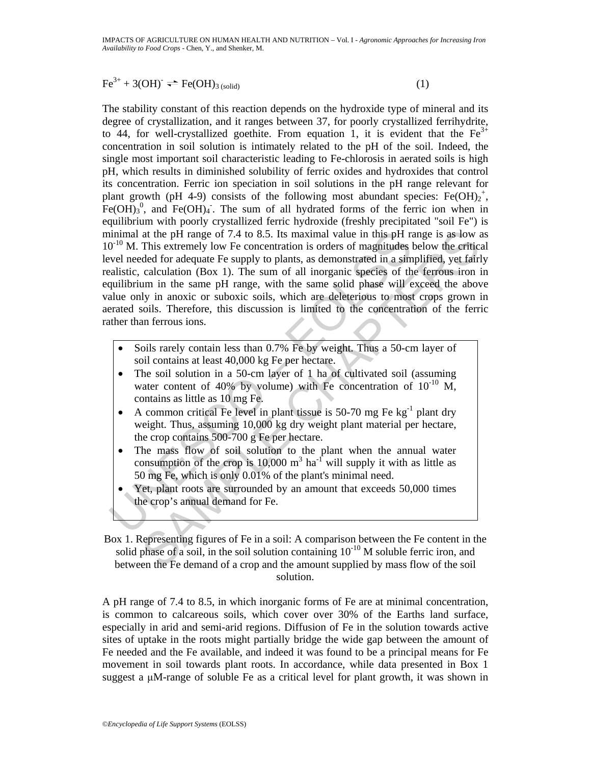$$Fe^{3+} + 3(OH)^{-} \rightleftharpoons Fe(OH)_{3\,(solid)} \quad (1)$$

The stability constant of this reaction depends on the hydroxide type of mineral and its degree of crystallization, and it ranges between 37, for poorly crystallized ferrihydrite, to 44, for well-crystallized goethite. From equation 1, it is evident that the $Fe^{3+}$ concentration in soil solution is intimately related to the pH of the soil. Indeed, the single most important soil characteristic leading to Fe-chlorosis in aerated soils is high pH, which results in diminished solubility of ferric oxides and hydroxides that control its concentration. Ferric ion speciation in soil solutions in the pH range relevant for plant growth (pH 4-9) consists of the following most abundant species: $Fe(OH)_2^{+}$, $Fe(OH)_3^{0}$, and $Fe(OH)_4^{-}$. The sum of all hydrated forms of the ferric ion when in equilibrium with poorly crystallized ferric hydroxide (freshly precipitated "soil Fe") is minimal at the pH range of 7.4 to 8.5. Its maximal value in this pH range is as low as $10^{-10}$ M. This extremely low Fe concentration is orders of magnitudes below the critical level needed for adequate Fe supply to plants, as demonstrated in a simplified, yet fairly realistic, calculation (Box 1). The sum of all inorganic species of the ferrous iron in equilibrium in the same pH range, with the same solid phase will exceed the above value only in anoxic or suboxic soils, which are deleterious to most crops grown in aerated soils. Therefore, this discussion is limited to the concentration of the ferric rather than ferrous ions.

- Soils rarely contain less than 0.7% Fe by weight. Thus a 50-cm layer of soil contains at least 40,000 kg Fe per hectare.
- The soil solution in a 50-cm layer of 1 ha of cultivated soil (assuming water content of 40% by volume) with Fe concentration of $10^{-10}$ M, contains as little as 10 mg Fe.
- A common critical Fe level in plant tissue is 50-70 mg Fe $kg^{-1}$ plant dry weight. Thus, assuming 10,000 kg dry weight plant material per hectare, the crop contains 500-700 g Fe per hectare.
- The mass flow of soil solution to the plant when the annual water consumption of the crop is 10,000 $m^3$ $ha^{-1}$ will supply it with as little as 50 mg Fe, which is only 0.01% of the plant's minimal need.
- Yet, plant roots are surrounded by an amount that exceeds 50,000 times the crop's annual demand for Fe.

Box 1. Representing figures of Fe in a soil: A comparison between the Fe content in the solid phase of a soil, in the soil solution containing $10^{-10}$ M soluble ferric iron, and between the Fe demand of a crop and the amount supplied by mass flow of the soil solution.

A pH range of 7.4 to 8.5, in which inorganic forms of Fe are at minimal concentration, is common to calcareous soils, which cover over 30% of the Earths land surface, especially in arid and semi-arid regions. Diffusion of Fe in the solution towards active sites of uptake in the roots might partially bridge the wide gap between the amount of Fe needed and the Fe available, and indeed it was found to be a principal means for Fe movement in soil towards plant roots. In accordance, while data presented in Box 1 suggest a μM-range of soluble Fe as a critical level for plant growth, it was shown in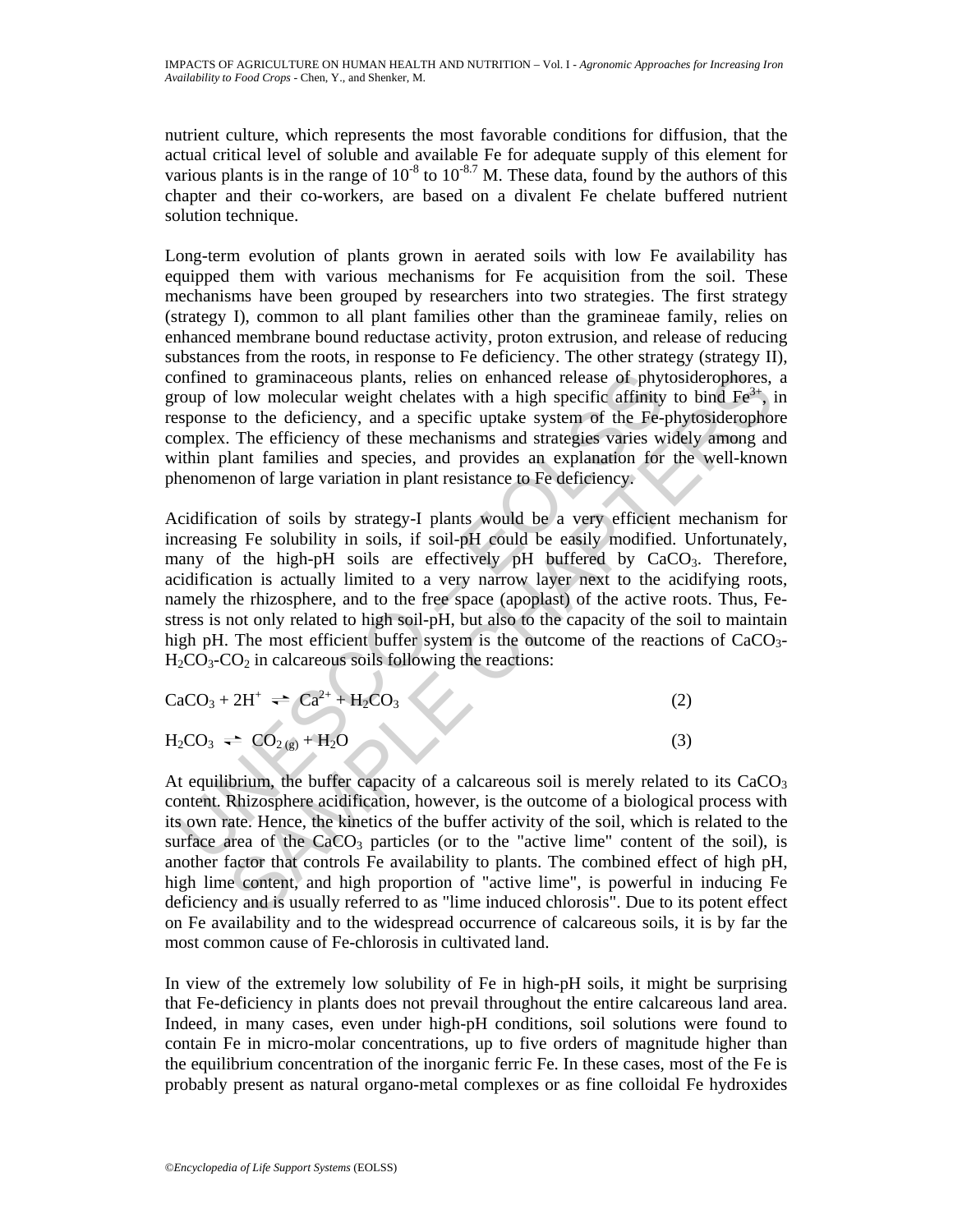nutrient culture, which represents the most favorable conditions for diffusion, that the actual critical level of soluble and available Fe for adequate supply of this element for various plants is in the range of $10^{-8}$ to $10^{-8.7}$ M. These data, found by the authors of this chapter and their co-workers, are based on a divalent Fe chelate buffered nutrient solution technique.

Long-term evolution of plants grown in aerated soils with low Fe availability has equipped them with various mechanisms for Fe acquisition from the soil. These mechanisms have been grouped by researchers into two strategies. The first strategy (strategy I), common to all plant families other than the gramineae family, relies on enhanced membrane bound reductase activity, proton extrusion, and release of reducing substances from the roots, in response to Fe deficiency. The other strategy (strategy II), confined to graminaceous plants, relies on enhanced release of phytosiderophores, a group of low molecular weight chelates with a high specific affinity to bind $Fe^{3+}$, in response to the deficiency, and a specific uptake system of the Fe-phytosiderophore complex. The efficiency of these mechanisms and strategies varies widely among and within plant families and species, and provides an explanation for the well-known phenomenon of large variation in plant resistance to Fe deficiency.

Acidification of soils by strategy-I plants would be a very efficient mechanism for increasing Fe solubility in soils, if soil-pH could be easily modified. Unfortunately, many of the high-pH soils are effectively pH buffered by $CaCO_3$. Therefore, acidification is actually limited to a very narrow layer next to the acidifying roots, namely the rhizosphere, and to the free space (apoplast) of the active roots. Thus, Fe-stress is not only related to high soil-pH, but also to the capacity of the soil to maintain high pH. The most efficient buffer system is the outcome of the reactions of $CaCO_3$-$H_2CO_3$-$CO_2$ in calcareous soils following the reactions:

$$CaCO_3 + 2H^+ \rightleftharpoons Ca^{2+} + H_2CO_3 \qquad (2)$$

$$H_2CO_3 \rightleftharpoons CO_{2\,(g)} + H_2O \qquad (3)$$

At equilibrium, the buffer capacity of a calcareous soil is merely related to its $CaCO_3$ content. Rhizosphere acidification, however, is the outcome of a biological process with its own rate. Hence, the kinetics of the buffer activity of the soil, which is related to the surface area of the $CaCO_3$ particles (or to the "active lime" content of the soil), is another factor that controls Fe availability to plants. The combined effect of high pH, high lime content, and high proportion of "active lime", is powerful in inducing Fe deficiency and is usually referred to as "lime induced chlorosis". Due to its potent effect on Fe availability and to the widespread occurrence of calcareous soils, it is by far the most common cause of Fe-chlorosis in cultivated land.

In view of the extremely low solubility of Fe in high-pH soils, it might be surprising that Fe-deficiency in plants does not prevail throughout the entire calcareous land area. Indeed, in many cases, even under high-pH conditions, soil solutions were found to contain Fe in micro-molar concentrations, up to five orders of magnitude higher than the equilibrium concentration of the inorganic ferric Fe. In these cases, most of the Fe is probably present as natural organo-metal complexes or as fine colloidal Fe hydroxides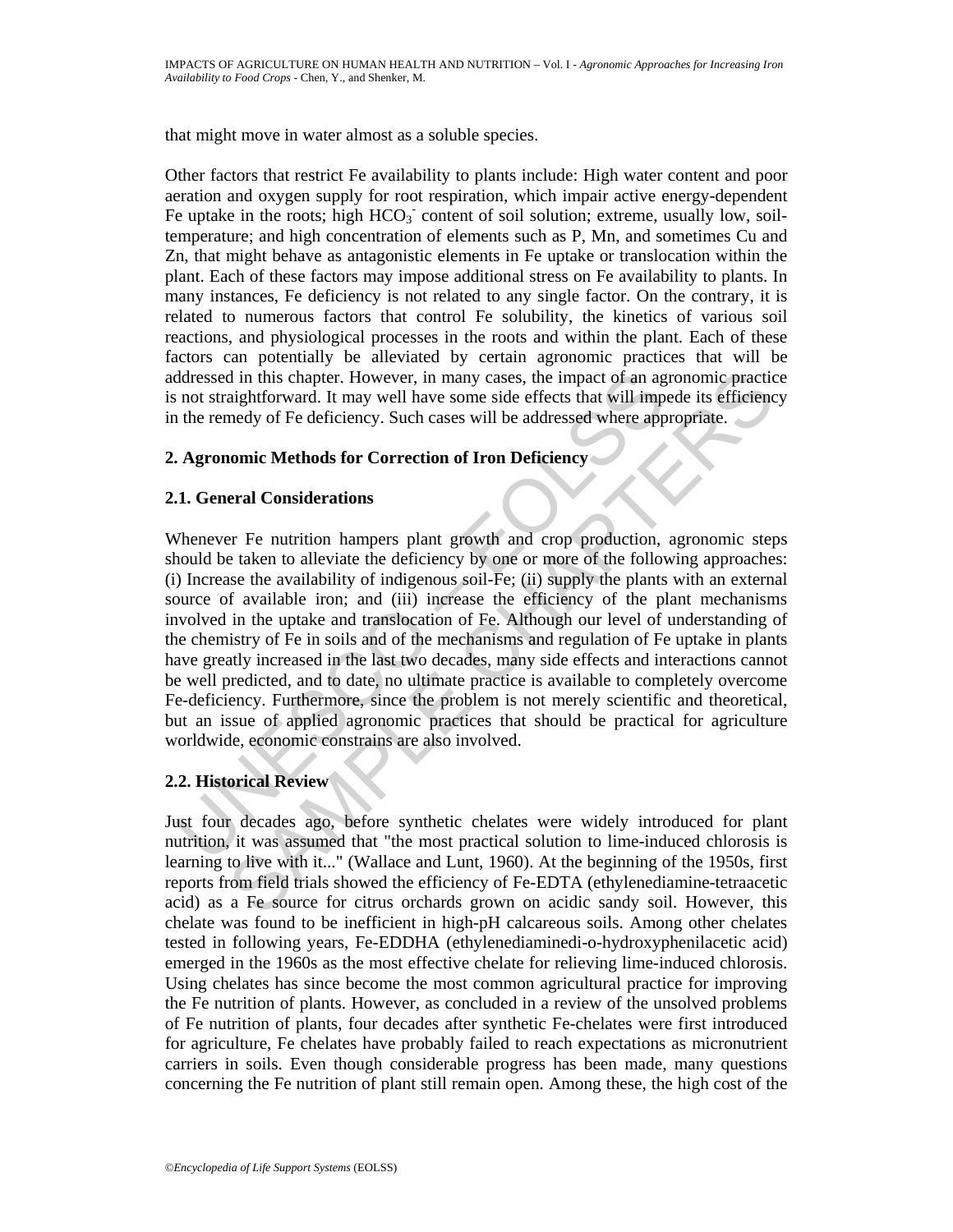that might move in water almost as a soluble species.

Other factors that restrict Fe availability to plants include: High water content and poor aeration and oxygen supply for root respiration, which impair active energy-dependent Fe uptake in the roots; high $HCO_3^-$ content of soil solution; extreme, usually low, soil-temperature; and high concentration of elements such as P, Mn, and sometimes Cu and Zn, that might behave as antagonistic elements in Fe uptake or translocation within the plant. Each of these factors may impose additional stress on Fe availability to plants. In many instances, Fe deficiency is not related to any single factor. On the contrary, it is related to numerous factors that control Fe solubility, the kinetics of various soil reactions, and physiological processes in the roots and within the plant. Each of these factors can potentially be alleviated by certain agronomic practices that will be addressed in this chapter. However, in many cases, the impact of an agronomic practice is not straightforward. It may well have some side effects that will impede its efficiency in the remedy of Fe deficiency. Such cases will be addressed where appropriate.

## 2. Agronomic Methods for Correction of Iron Deficiency

### 2.1. General Considerations

Whenever Fe nutrition hampers plant growth and crop production, agronomic steps should be taken to alleviate the deficiency by one or more of the following approaches: (i) Increase the availability of indigenous soil-Fe; (ii) supply the plants with an external source of available iron; and (iii) increase the efficiency of the plant mechanisms involved in the uptake and translocation of Fe. Although our level of understanding of the chemistry of Fe in soils and of the mechanisms and regulation of Fe uptake in plants have greatly increased in the last two decades, many side effects and interactions cannot be well predicted, and to date, no ultimate practice is available to completely overcome Fe-deficiency. Furthermore, since the problem is not merely scientific and theoretical, but an issue of applied agronomic practices that should be practical for agriculture worldwide, economic constrains are also involved.

### 2.2. Historical Review

Just four decades ago, before synthetic chelates were widely introduced for plant nutrition, it was assumed that "the most practical solution to lime-induced chlorosis is learning to live with it..." (Wallace and Lunt, 1960). At the beginning of the 1950s, first reports from field trials showed the efficiency of Fe-EDTA (ethylenediamine-tetraacetic acid) as a Fe source for citrus orchards grown on acidic sandy soil. However, this chelate was found to be inefficient in high-pH calcareous soils. Among other chelates tested in following years, Fe-EDDHA (ethylenediaminedi-o-hydroxyphenilacetic acid) emerged in the 1960s as the most effective chelate for relieving lime-induced chlorosis. Using chelates has since become the most common agricultural practice for improving the Fe nutrition of plants. However, as concluded in a review of the unsolved problems of Fe nutrition of plants, four decades after synthetic Fe-chelates were first introduced for agriculture, Fe chelates have probably failed to reach expectations as micronutrient carriers in soils. Even though considerable progress has been made, many questions concerning the Fe nutrition of plant still remain open. Among these, the high cost of the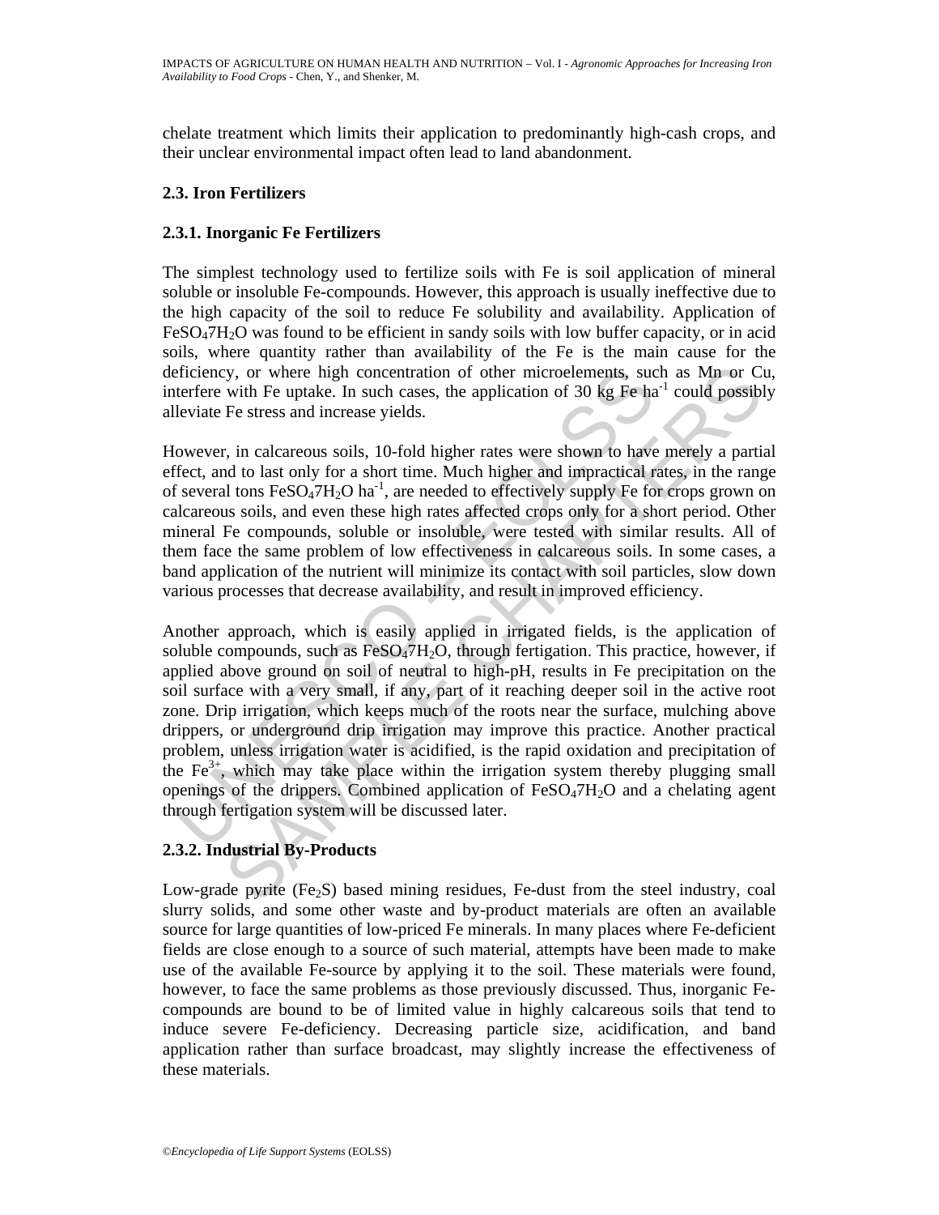chelate treatment which limits their application to predominantly high-cash crops, and their unclear environmental impact often lead to land abandonment.

### 2.3. Iron Fertilizers

#### 2.3.1. Inorganic Fe Fertilizers

The simplest technology used to fertilize soils with Fe is soil application of mineral soluble or insoluble Fe-compounds. However, this approach is usually ineffective due to the high capacity of the soil to reduce Fe solubility and availability. Application of $FeSO_47H_2O$ was found to be efficient in sandy soils with low buffer capacity, or in acid soils, where quantity rather than availability of the Fe is the main cause for the deficiency, or where high concentration of other microelements, such as Mn or Cu, interfere with Fe uptake. In such cases, the application of 30 kg Fe $ha^{-1}$ could possibly alleviate Fe stress and increase yields.

However, in calcareous soils, 10-fold higher rates were shown to have merely a partial effect, and to last only for a short time. Much higher and impractical rates, in the range of several tons $FeSO_47H_2O$ $ha^{-1}$, are needed to effectively supply Fe for crops grown on calcareous soils, and even these high rates affected crops only for a short period. Other mineral Fe compounds, soluble or insoluble, were tested with similar results. All of them face the same problem of low effectiveness in calcareous soils. In some cases, a band application of the nutrient will minimize its contact with soil particles, slow down various processes that decrease availability, and result in improved efficiency.

Another approach, which is easily applied in irrigated fields, is the application of soluble compounds, such as $FeSO_47H_2O$, through fertigation. This practice, however, if applied above ground on soil of neutral to high-pH, results in Fe precipitation on the soil surface with a very small, if any, part of it reaching deeper soil in the active root zone. Drip irrigation, which keeps much of the roots near the surface, mulching above drippers, or underground drip irrigation may improve this practice. Another practical problem, unless irrigation water is acidified, is the rapid oxidation and precipitation of the $Fe^{3+}$, which may take place within the irrigation system thereby plugging small openings of the drippers. Combined application of $FeSO_47H_2O$ and a chelating agent through fertigation system will be discussed later.

#### 2.3.2. Industrial By-Products

Low-grade pyrite ($Fe_2S$) based mining residues, Fe-dust from the steel industry, coal slurry solids, and some other waste and by-product materials are often an available source for large quantities of low-priced Fe minerals. In many places where Fe-deficient fields are close enough to a source of such material, attempts have been made to make use of the available Fe-source by applying it to the soil. These materials were found, however, to face the same problems as those previously discussed. Thus, inorganic Fe-compounds are bound to be of limited value in highly calcareous soils that tend to induce severe Fe-deficiency. Decreasing particle size, acidification, and band application rather than surface broadcast, may slightly increase the effectiveness of these materials.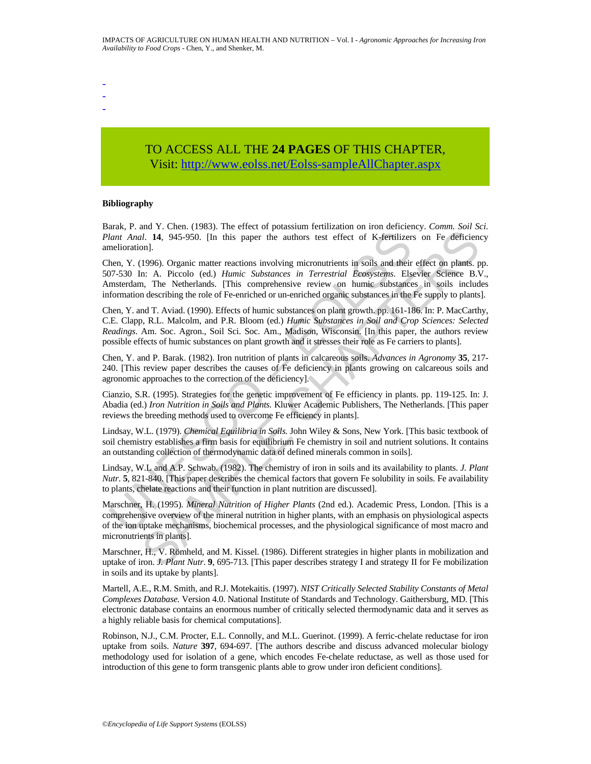-
-
-

TO ACCESS ALL THE **24 PAGES** OF THIS CHAPTER,
Visit: http://www.eolss.net/Eolss-sampleAllChapter.aspx

**Bibliography**

Barak, P. and Y. Chen. (1983). The effect of potassium fertilization on iron deficiency. *Comm. Soil Sci. Plant Anal*. **14**, 945-950. [In this paper the authors test effect of K-fertilizers on Fe deficiency amelioration].

Chen, Y. (1996). Organic matter reactions involving micronutrients in soils and their effect on plants. pp. 507-530 In: A. Piccolo (ed.) *Humic Substances in Terrestrial Ecosystems.* Elsevier Science B.V., Amsterdam, The Netherlands. [This comprehensive review on humic substances in soils includes information describing the role of Fe-enriched or un-enriched organic substances in the Fe supply to plants].

Chen, Y. and T. Aviad. (1990). Effects of humic substances on plant growth. pp. 161-186. In: P. MacCarthy, C.E. Clapp, R.L. Malcolm, and P.R. Bloom (ed.) *Humic Substances in Soil and Crop Sciences: Selected Readings*. Am. Soc. Agron., Soil Sci. Soc. Am., Madison, Wisconsin. [In this paper, the authors review possible effects of humic substances on plant growth and it stresses their role as Fe carriers to plants].

Chen, Y. and P. Barak. (1982). Iron nutrition of plants in calcareous soils. *Advances in Agronomy* **35**, 217-240. [This review paper describes the causes of Fe deficiency in plants growing on calcareous soils and agronomic approaches to the correction of the deficiency].

Cianzio, S.R. (1995). Strategies for the genetic improvement of Fe efficiency in plants. pp. 119-125. In: J. Abadia (ed.) *Iron Nutrition in Soils and Plants.* Kluwer Academic Publishers, The Netherlands. [This paper reviews the breeding methods used to overcome Fe efficiency in plants].

Lindsay, W.L. (1979). *Chemical Equilibria in Soils.* John Wiley & Sons, New York. [This basic textbook of soil chemistry establishes a firm basis for equilibrium Fe chemistry in soil and nutrient solutions. It contains an outstanding collection of thermodynamic data of defined minerals common in soils].

Lindsay, W.L and A.P. Schwab. (1982). The chemistry of iron in soils and its availability to plants. *J. Plant Nutr*. **5**, 821-840. [This paper describes the chemical factors that govern Fe solubility in soils. Fe availability to plants, chelate reactions and their function in plant nutrition are discussed].

Marschner, H. (1995). *Mineral Nutrition of Higher Plants* (2nd ed.). Academic Press, London. [This is a comprehensive overview of the mineral nutrition in higher plants, with an emphasis on physiological aspects of the ion uptake mechanisms, biochemical processes, and the physiological significance of most macro and micronutrients in plants].

Marschner, H., V. Römheld, and M. Kissel. (1986). Different strategies in higher plants in mobilization and uptake of iron. *J. Plant Nutr*. **9**, 695-713. [This paper describes strategy I and strategy II for Fe mobilization in soils and its uptake by plants].

Martell, A.E., R.M. Smith, and R.J. Motekaitis. (1997). *NIST Critically Selected Stability Constants of Metal Complexes Database.* Version 4.0. National Institute of Standards and Technology. Gaithersburg, MD. [This electronic database contains an enormous number of critically selected thermodynamic data and it serves as a highly reliable basis for chemical computations].

Robinson, N.J., C.M. Procter, E.L. Connolly, and M.L. Guerinot. (1999). A ferric-chelate reductase for iron uptake from soils. *Nature* **397**, 694-697. [The authors describe and discuss advanced molecular biology methodology used for isolation of a gene, which encodes Fe-chelate reductase, as well as those used for introduction of this gene to form transgenic plants able to grow under iron deficient conditions].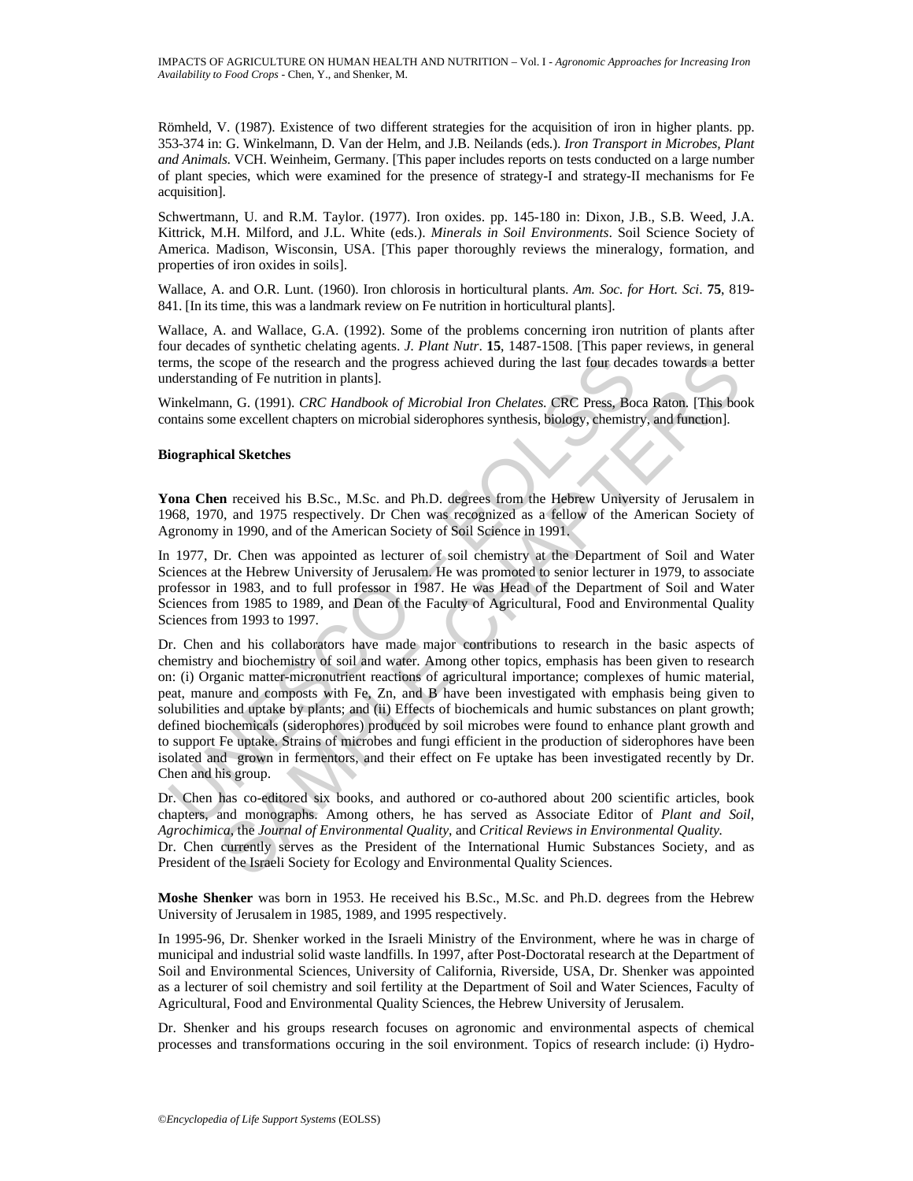Römheld, V. (1987). Existence of two different strategies for the acquisition of iron in higher plants. pp. 353-374 in: G. Winkelmann, D. Van der Helm, and J.B. Neilands (eds.). *Iron Transport in Microbes, Plant and Animals*. VCH. Weinheim, Germany. [This paper includes reports on tests conducted on a large number of plant species, which were examined for the presence of strategy-I and strategy-II mechanisms for Fe acquisition].

Schwertmann, U. and R.M. Taylor. (1977). Iron oxides. pp. 145-180 in: Dixon, J.B., S.B. Weed, J.A. Kittrick, M.H. Milford, and J.L. White (eds.). *Minerals in Soil Environments*. Soil Science Society of America. Madison, Wisconsin, USA. [This paper thoroughly reviews the mineralogy, formation, and properties of iron oxides in soils].

Wallace, A. and O.R. Lunt. (1960). Iron chlorosis in horticultural plants. *Am. Soc. for Hort. Sci*. **75**, 819-841. [In its time, this was a landmark review on Fe nutrition in horticultural plants].

Wallace, A. and Wallace, G.A. (1992). Some of the problems concerning iron nutrition of plants after four decades of synthetic chelating agents. *J. Plant Nutr*. **15**, 1487-1508. [This paper reviews, in general terms, the scope of the research and the progress achieved during the last four decades towards a better understanding of Fe nutrition in plants].

Winkelmann, G. (1991). *CRC Handbook of Microbial Iron Chelates*. CRC Press, Boca Raton. [This book contains some excellent chapters on microbial siderophores synthesis, biology, chemistry, and function].

#### Biographical Sketches

**Yona Chen** received his B.Sc., M.Sc. and Ph.D. degrees from the Hebrew University of Jerusalem in 1968, 1970, and 1975 respectively. Dr Chen was recognized as a fellow of the American Society of Agronomy in 1990, and of the American Society of Soil Science in 1991.

In 1977, Dr. Chen was appointed as lecturer of soil chemistry at the Department of Soil and Water Sciences at the Hebrew University of Jerusalem. He was promoted to senior lecturer in 1979, to associate professor in 1983, and to full professor in 1987. He was Head of the Department of Soil and Water Sciences from 1985 to 1989, and Dean of the Faculty of Agricultural, Food and Environmental Quality Sciences from 1993 to 1997.

Dr. Chen and his collaborators have made major contributions to research in the basic aspects of chemistry and biochemistry of soil and water. Among other topics, emphasis has been given to research on: (i) Organic matter-micronutrient reactions of agricultural importance; complexes of humic material, peat, manure and composts with Fe, Zn, and B have been investigated with emphasis being given to solubilities and uptake by plants; and (ii) Effects of biochemicals and humic substances on plant growth; defined biochemicals (siderophores) produced by soil microbes were found to enhance plant growth and to support Fe uptake. Strains of microbes and fungi efficient in the production of siderophores have been isolated and grown in fermentors, and their effect on Fe uptake has been investigated recently by Dr. Chen and his group.

Dr. Chen has co-editored six books, and authored or co-authored about 200 scientific articles, book chapters, and monographs. Among others, he has served as Associate Editor of *Plant and Soil*, *Agrochimica*, the *Journal of Environmental Quality*, and *Critical Reviews in Environmental Quality*.
Dr. Chen currently serves as the President of the International Humic Substances Society, and as President of the Israeli Society for Ecology and Environmental Quality Sciences.

**Moshe Shenker** was born in 1953. He received his B.Sc., M.Sc. and Ph.D. degrees from the Hebrew University of Jerusalem in 1985, 1989, and 1995 respectively.

In 1995-96, Dr. Shenker worked in the Israeli Ministry of the Environment, where he was in charge of municipal and industrial solid waste landfills. In 1997, after Post-Doctoratal research at the Department of Soil and Environmental Sciences, University of California, Riverside, USA, Dr. Shenker was appointed as a lecturer of soil chemistry and soil fertility at the Department of Soil and Water Sciences, Faculty of Agricultural, Food and Environmental Quality Sciences, the Hebrew University of Jerusalem.

Dr. Shenker and his groups research focuses on agronomic and environmental aspects of chemical processes and transformations occuring in the soil environment. Topics of research include: (i) Hydro-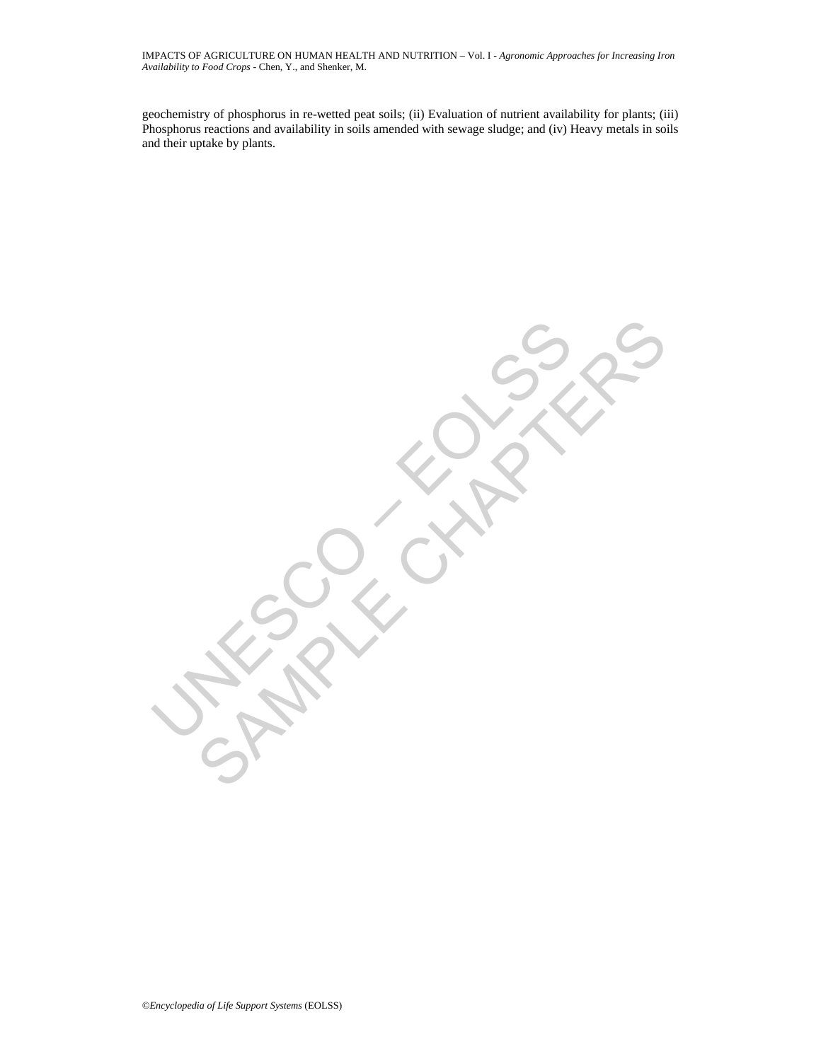geochemistry of phosphorus in re-wetted peat soils; (ii) Evaluation of nutrient availability for plants; (iii) Phosphorus reactions and availability in soils amended with sewage sludge; and (iv) Heavy metals in soils and their uptake by plants.